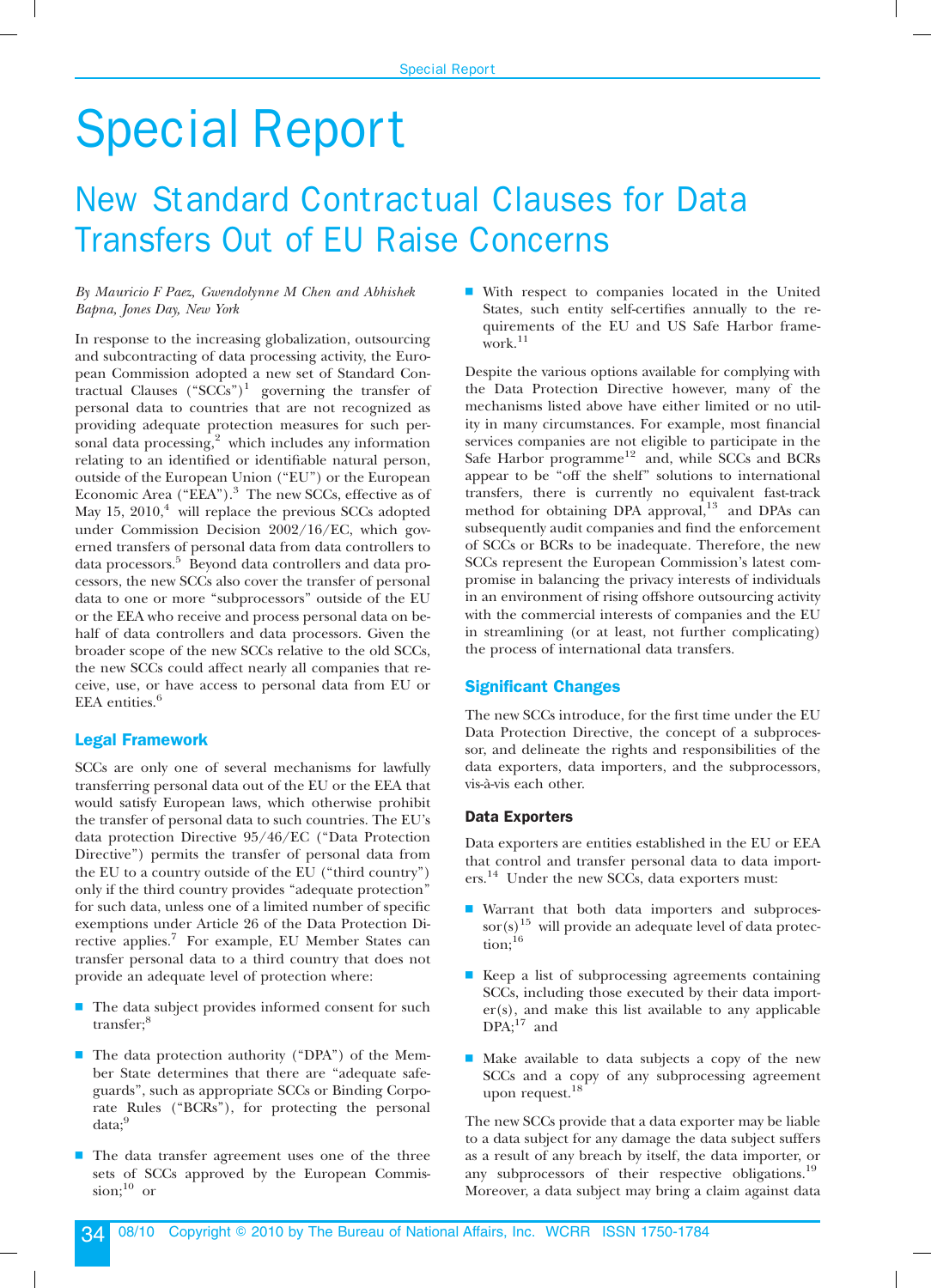# Special Report

## New Standard Contractual Clauses for Data Transfers Out of EU Raise Concerns

*By Mauricio F Paez, Gwendolynne M Chen and Abhishek Bapna, Jones Day, New York*

In response to the increasing globalization, outsourcing and subcontracting of data processing activity, the European Commission adopted a new set of Standard Contractual Clauses ("SCCs")[1] governing the transfer of personal data to countries that are not recognized as providing adequate protection measures for such personal data processing,[2] which includes any information relating to an identified or identifiable natural person, outside of the European Union ("EU") or the European Economic Area ("EEA").[3] The new SCCs, effective as of May 15, 2010,[4] will replace the previous SCCs adopted under Commission Decision 2002/16/EC, which governed transfers of personal data from data controllers to data processors.[5] Beyond data controllers and data processors, the new SCCs also cover the transfer of personal data to one or more "subprocessors" outside of the EU or the EEA who receive and process personal data on behalf of data controllers and data processors. Given the broader scope of the new SCCs relative to the old SCCs, the new SCCs could affect nearly all companies that receive, use, or have access to personal data from EU or EEA entities.[6]

### Legal Framework

SCCs are only one of several mechanisms for lawfully transferring personal data out of the EU or the EEA that would satisfy European laws, which otherwise prohibit the transfer of personal data to such countries. The EU's data protection Directive 95/46/EC ("Data Protection Directive") permits the transfer of personal data from the EU to a country outside of the EU ("third country") only if the third country provides "adequate protection" for such data, unless one of a limited number of specific exemptions under Article 26 of the Data Protection Directive applies.[7] For example, EU Member States can transfer personal data to a third country that does not provide an adequate level of protection where:

- The data subject provides informed consent for such transfer;[8]
- The data protection authority ("DPA") of the Member State determines that there are "adequate safeguards", such as appropriate SCCs or Binding Corporate Rules ("BCRs"), for protecting the personal data;[9]
- The data transfer agreement uses one of the three sets of SCCs approved by the European Commission;[10] or
- With respect to companies located in the United States, such entity self-certifies annually to the requirements of the EU and US Safe Harbor framework.[11]

Despite the various options available for complying with the Data Protection Directive however, many of the mechanisms listed above have either limited or no utility in many circumstances. For example, most financial services companies are not eligible to participate in the Safe Harbor programme[12] and, while SCCs and BCRs appear to be "off the shelf" solutions to international transfers, there is currently no equivalent fast-track method for obtaining DPA approval,[13] and DPAs can subsequently audit companies and find the enforcement of SCCs or BCRs to be inadequate. Therefore, the new SCCs represent the European Commission's latest compromise in balancing the privacy interests of individuals in an environment of rising offshore outsourcing activity with the commercial interests of companies and the EU in streamlining (or at least, not further complicating) the process of international data transfers.

### Significant Changes

The new SCCs introduce, for the first time under the EU Data Protection Directive, the concept of a subprocessor, and delineate the rights and responsibilities of the data exporters, data importers, and the subprocessors, vis-à-vis each other.

#### Data Exporters

Data exporters are entities established in the EU or EEA that control and transfer personal data to data importers.[14] Under the new SCCs, data exporters must:

- Warrant that both data importers and subprocessor(s)[15] will provide an adequate level of data protection;[16]
- Keep a list of subprocessing agreements containing SCCs, including those executed by their data importer(s), and make this list available to any applicable DPA;[17] and
- Make available to data subjects a copy of the new SCCs and a copy of any subprocessing agreement upon request.[18]

The new SCCs provide that a data exporter may be liable to a data subject for any damage the data subject suffers as a result of any breach by itself, the data importer, or any subprocessors of their respective obligations.[19] Moreover, a data subject may bring a claim against data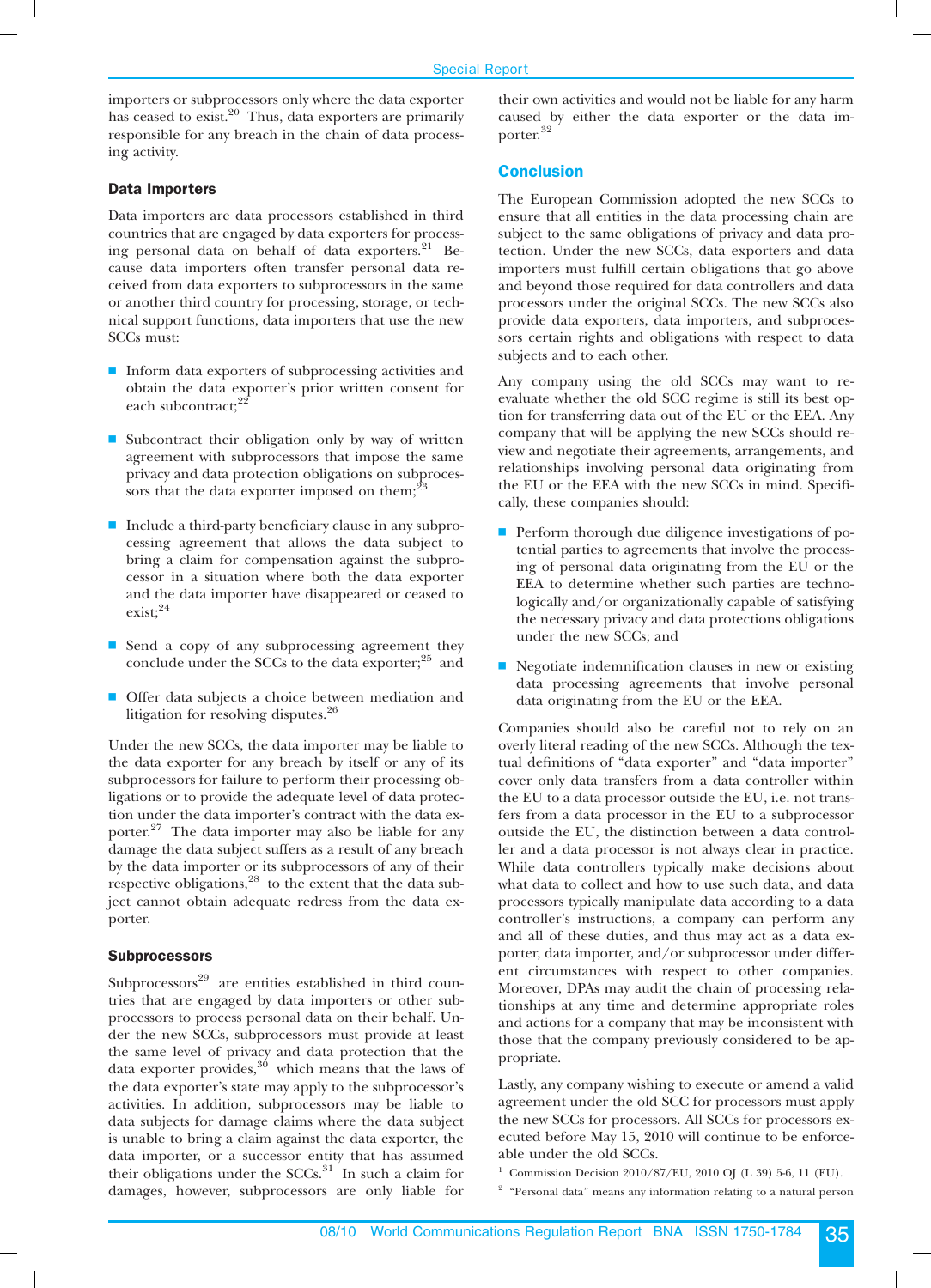importers or subprocessors only where the data exporter has ceased to exist.[20] Thus, data exporters are primarily responsible for any breach in the chain of data processing activity.

### Data Importers

Data importers are data processors established in third countries that are engaged by data exporters for processing personal data on behalf of data exporters.[21] Because data importers often transfer personal data received from data exporters to subprocessors in the same or another third country for processing, storage, or technical support functions, data importers that use the new SCCs must:

- Inform data exporters of subprocessing activities and obtain the data exporter's prior written consent for each subcontract;[22]
- Subcontract their obligation only by way of written agreement with subprocessors that impose the same privacy and data protection obligations on subprocessors that the data exporter imposed on them;[23]
- Include a third-party beneficiary clause in any subprocessing agreement that allows the data subject to bring a claim for compensation against the subprocessor in a situation where both the data exporter and the data importer have disappeared or ceased to exist;[24]
- Send a copy of any subprocessing agreement they conclude under the SCCs to the data exporter;[25] and
- Offer data subjects a choice between mediation and litigation for resolving disputes.[26]

Under the new SCCs, the data importer may be liable to the data exporter for any breach by itself or any of its subprocessors for failure to perform their processing obligations or to provide the adequate level of data protection under the data importer's contract with the data exporter.[27] The data importer may also be liable for any damage the data subject suffers as a result of any breach by the data importer or its subprocessors of any of their respective obligations,[28] to the extent that the data subject cannot obtain adequate redress from the data exporter.

### Subprocessors

Subprocessors[29] are entities established in third countries that are engaged by data importers or other subprocessors to process personal data on their behalf. Under the new SCCs, subprocessors must provide at least the same level of privacy and data protection that the data exporter provides,[30] which means that the laws of the data exporter's state may apply to the subprocessor's activities. In addition, subprocessors may be liable to data subjects for damage claims where the data subject is unable to bring a claim against the data exporter, the data importer, or a successor entity that has assumed their obligations under the SCCs.[31] In such a claim for damages, however, subprocessors are only liable for their own activities and would not be liable for any harm caused by either the data exporter or the data importer.[32]

## Conclusion

The European Commission adopted the new SCCs to ensure that all entities in the data processing chain are subject to the same obligations of privacy and data protection. Under the new SCCs, data exporters and data importers must fulfill certain obligations that go above and beyond those required for data controllers and data processors under the original SCCs. The new SCCs also provide data exporters, data importers, and subprocessors certain rights and obligations with respect to data subjects and to each other.

Any company using the old SCCs may want to re-evaluate whether the old SCC regime is still its best option for transferring data out of the EU or the EEA. Any company that will be applying the new SCCs should review and negotiate their agreements, arrangements, and relationships involving personal data originating from the EU or the EEA with the new SCCs in mind. Specifically, these companies should:

- Perform thorough due diligence investigations of potential parties to agreements that involve the processing of personal data originating from the EU or the EEA to determine whether such parties are technologically and/or organizationally capable of satisfying the necessary privacy and data protections obligations under the new SCCs; and
- Negotiate indemnification clauses in new or existing data processing agreements that involve personal data originating from the EU or the EEA.

Companies should also be careful not to rely on an overly literal reading of the new SCCs. Although the textual definitions of "data exporter" and "data importer" cover only data transfers from a data controller within the EU to a data processor outside the EU, i.e. not transfers from a data processor in the EU to a subprocessor outside the EU, the distinction between a data controller and a data processor is not always clear in practice. While data controllers typically make decisions about what data to collect and how to use such data, and data processors typically manipulate data according to a data controller's instructions, a company can perform any and all of these duties, and thus may act as a data exporter, data importer, and/or subprocessor under different circumstances with respect to other companies. Moreover, DPAs may audit the chain of processing relationships at any time and determine appropriate roles and actions for a company that may be inconsistent with those that the company previously considered to be appropriate.

Lastly, any company wishing to execute or amend a valid agreement under the old SCC for processors must apply the new SCCs for processors. All SCCs for processors executed before May 15, 2010 will continue to be enforceable under the old SCCs.

[1] Commission Decision 2010/87/EU, 2010 OJ (L 39) 5-6, 11 (EU).

[2] "Personal data" means any information relating to a natural person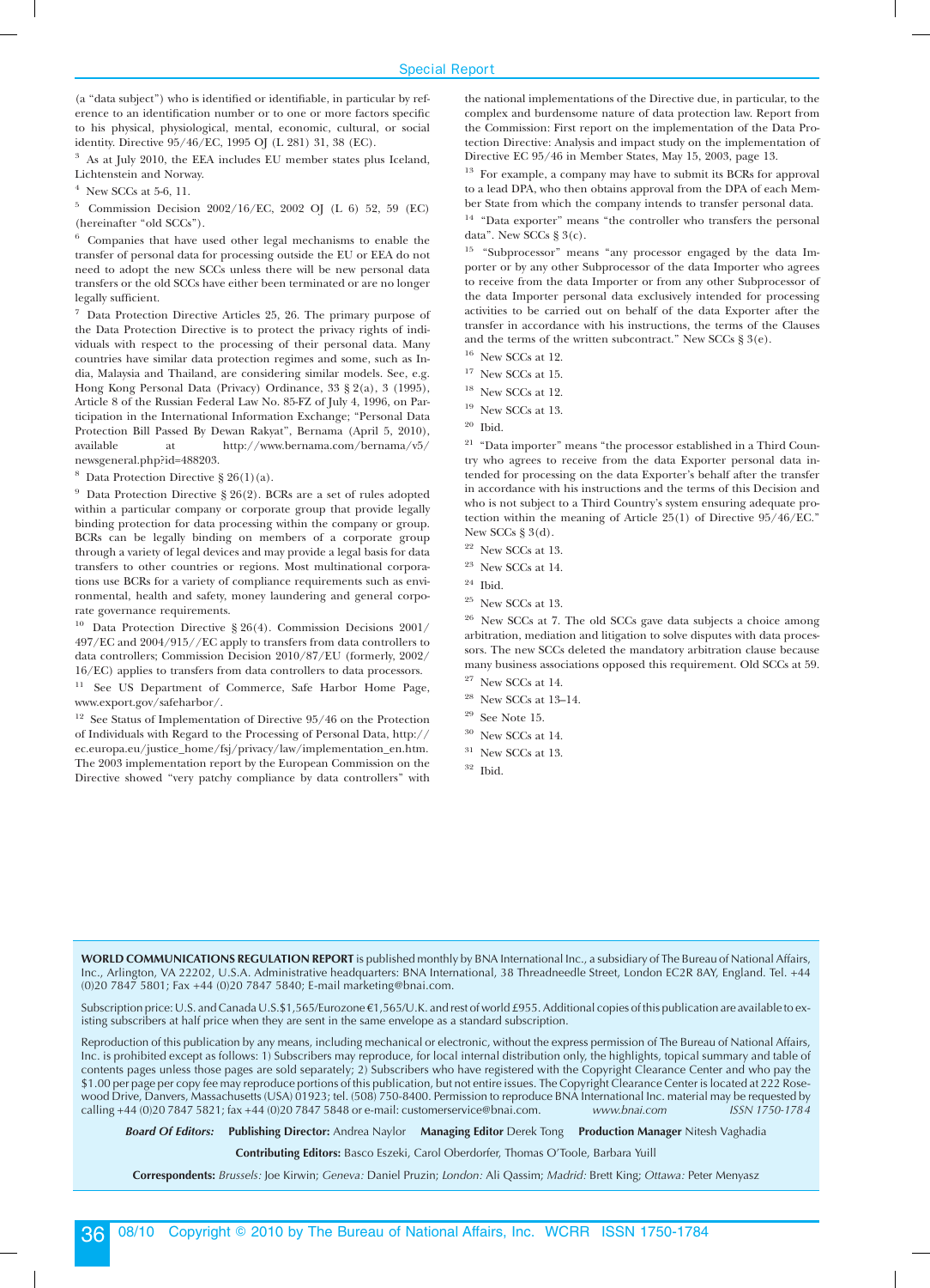(a "data subject") who is identified or identifiable, in particular by reference to an identification number or to one or more factors specific to his physical, physiological, mental, economic, cultural, or social identity. Directive 95/46/EC, 1995 OJ (L 281) 31, 38 (EC).

[3] As at July 2010, the EEA includes EU member states plus Iceland, Lichtenstein and Norway.

[4] New SCCs at 5-6, 11.

[5] Commission Decision 2002/16/EC, 2002 OJ (L 6) 52, 59 (EC) (hereinafter "old SCCs").

[6] Companies that have used other legal mechanisms to enable the transfer of personal data for processing outside the EU or EEA do not need to adopt the new SCCs unless there will be new personal data transfers or the old SCCs have either been terminated or are no longer legally sufficient.

[7] Data Protection Directive Articles 25, 26. The primary purpose of the Data Protection Directive is to protect the privacy rights of individuals with respect to the processing of their personal data. Many countries have similar data protection regimes and some, such as India, Malaysia and Thailand, are considering similar models. See, e.g. Hong Kong Personal Data (Privacy) Ordinance, 33 § 2(a), 3 (1995), Article 8 of the Russian Federal Law No. 85-FZ of July 4, 1996, on Participation in the International Information Exchange; "Personal Data Protection Bill Passed By Dewan Rakyat", Bernama (April 5, 2010), available at http://www.bernama.com/bernama/v5/newsgeneral.php?id=488203.

[8] Data Protection Directive § 26(1)(a).

[9] Data Protection Directive § 26(2). BCRs are a set of rules adopted within a particular company or corporate group that provide legally binding protection for data processing within the company or group. BCRs can be legally binding on members of a corporate group through a variety of legal devices and may provide a legal basis for data transfers to other countries or regions. Most multinational corporations use BCRs for a variety of compliance requirements such as environmental, health and safety, money laundering and general corporate governance requirements.

[10] Data Protection Directive § 26(4). Commission Decisions 2001/497/EC and 2004/915//EC apply to transfers from data controllers to data controllers; Commission Decision 2010/87/EU (formerly, 2002/16/EC) applies to transfers from data controllers to data processors.

[11] See US Department of Commerce, Safe Harbor Home Page, www.export.gov/safeharbor/.

[12] See Status of Implementation of Directive 95/46 on the Protection of Individuals with Regard to the Processing of Personal Data, http://ec.europa.eu/justice_home/fsj/privacy/law/implementation_en.htm. The 2003 implementation report by the European Commission on the Directive showed "very patchy compliance by data controllers" with the national implementations of the Directive due, in particular, to the complex and burdensome nature of data protection law. Report from the Commission: First report on the implementation of the Data Protection Directive: Analysis and impact study on the implementation of Directive EC 95/46 in Member States, May 15, 2003, page 13.

[13] For example, a company may have to submit its BCRs for approval to a lead DPA, who then obtains approval from the DPA of each Member State from which the company intends to transfer personal data.

[14] "Data exporter" means "the controller who transfers the personal data". New SCCs § 3(c).

[15] "Subprocessor" means "any processor engaged by the data Importer or by any other Subprocessor of the data Importer who agrees to receive from the data Importer or from any other Subprocessor of the data Importer personal data exclusively intended for processing activities to be carried out on behalf of the data Exporter after the transfer in accordance with his instructions, the terms of the Clauses and the terms of the written subcontract." New SCCs § 3(e).

[16] New SCCs at 12.

[17] New SCCs at 15.

[18] New SCCs at 12.

[19] New SCCs at 13.

[20] Ibid.

[21] "Data importer" means "the processor established in a Third Country who agrees to receive from the data Exporter personal data intended for processing on the data Exporter's behalf after the transfer in accordance with his instructions and the terms of this Decision and who is not subject to a Third Country's system ensuring adequate protection within the meaning of Article 25(1) of Directive 95/46/EC." New SCCs § 3(d).

[22] New SCCs at 13.

[23] New SCCs at 14.

[24] Ibid.

[25] New SCCs at 13.

[26] New SCCs at 7. The old SCCs gave data subjects a choice among arbitration, mediation and litigation to solve disputes with data processors. The new SCCs deleted the mandatory arbitration clause because many business associations opposed this requirement. Old SCCs at 59.

[27] New SCCs at 14.

[28] New SCCs at 13–14.

[29] See Note 15.

[30] New SCCs at 14.

[31] New SCCs at 13.

[32] Ibid.

**WORLD COMMUNICATIONS REGULATION REPORT** is published monthly by BNA International Inc., a subsidiary of The Bureau of National Affairs, Inc., Arlington, VA 22202, U.S.A. Administrative headquarters: BNA International, 38 Threadneedle Street, London EC2R 8AY, England. Tel. +44 (0)20 7847 5801; Fax +44 (0)20 7847 5840; E-mail marketing@bnai.com.

Subscription price: U.S. and Canada U.S.$1,565/Eurozone €1,565/U.K. and rest of world £955. Additional copies of this publication are available to existing subscribers at half price when they are sent in the same envelope as a standard subscription.

Reproduction of this publication by any means, including mechanical or electronic, without the express permission of The Bureau of National Affairs, Inc. is prohibited except as follows: 1) Subscribers may reproduce, for local internal distribution only, the highlights, topical summary and table of contents pages unless those pages are sold separately; 2) Subscribers who have registered with the Copyright Clearance Center and who pay the $1.00 per page per copy fee may reproduce portions of this publication, but not entire issues. The Copyright Clearance Center is located at 222 Rosewood Drive, Danvers, Massachusetts (USA) 01923; tel. (508) 750-8400. Permission to reproduce BNA International Inc. material may be requested by calling +44 (0)20 7847 5821; fax +44 (0)20 7847 5848 or e-mail: customerservice@bnai.com. *www.bnai.com* *ISSN 1750-1784*

***Board Of Editors:*** **Publishing Director:** Andrea Naylor **Managing Editor** Derek Tong **Production Manager** Nitesh Vaghadia

**Contributing Editors:** Basco Eszeki, Carol Oberdorfer, Thomas O'Toole, Barbara Yuill

**Correspondents:** *Brussels:* Joe Kirwin; *Geneva:* Daniel Pruzin; *London:* Ali Qassim; *Madrid:* Brett King; *Ottawa:* Peter Menyasz